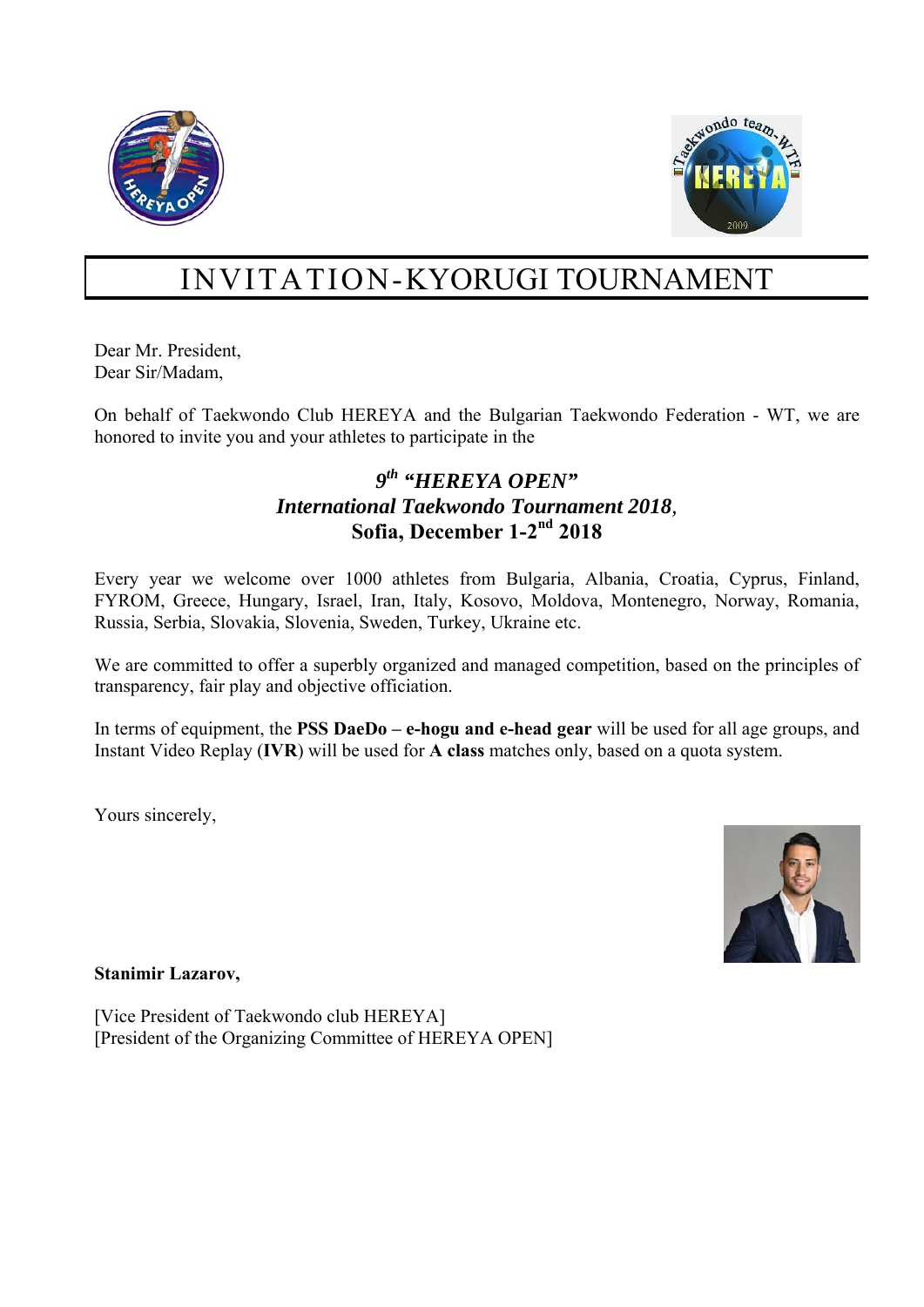# INVITATION-KYORUGI TOURNAMENT

Dear Mr. President,
Dear Sir/Madam,

On behalf of Taekwondo Club HEREYA and the Bulgarian Taekwondo Federation - WT, we are honored to invite you and your athletes to participate in the

***9th "HEREYA OPEN"***
***International Taekwondo Tournament 2018,***
**Sofia, December 1-2nd 2018**

Every year we welcome over 1000 athletes from Bulgaria, Albania, Croatia, Cyprus, Finland, FYROM, Greece, Hungary, Israel, Iran, Italy, Kosovo, Moldova, Montenegro, Norway, Romania, Russia, Serbia, Slovakia, Slovenia, Sweden, Turkey, Ukraine etc.

We are committed to offer a superbly organized and managed competition, based on the principles of transparency, fair play and objective officiation.

In terms of equipment, the **PSS DaeDo – e-hogu and e-head gear** will be used for all age groups, and Instant Video Replay (**IVR**) will be used for **A class** matches only, based on a quota system.

Yours sincerely,

**Stanimir Lazarov,**

[Vice President of Taekwondo club HEREYA]
[President of the Organizing Committee of HEREYA OPEN]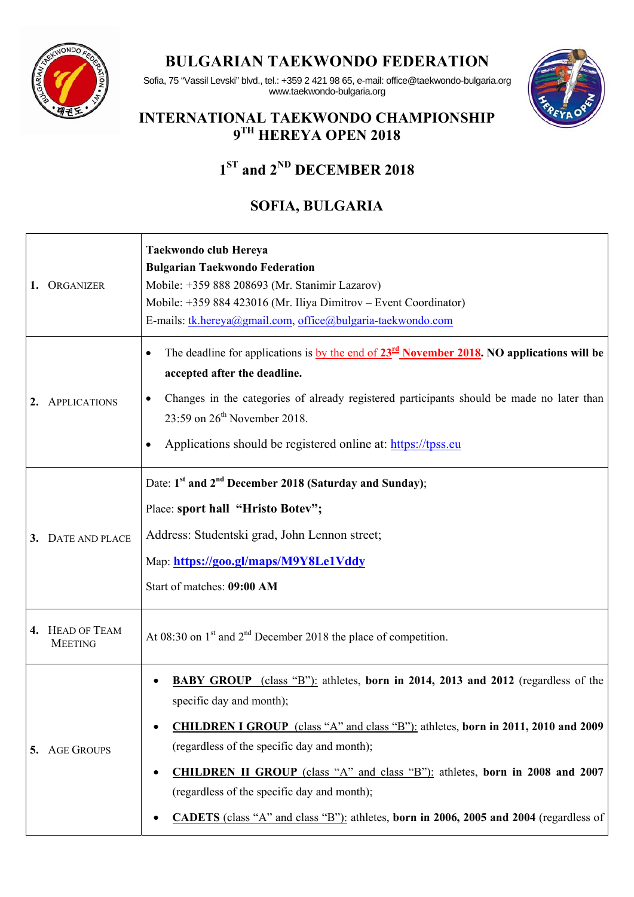# BULGARIAN TAEKWONDO FEDERATION

Sofia, 75 "Vassil Levski" blvd., tel.: +359 2 421 98 65, e-mail: office@taekwondo-bulgaria.org
www.taekwondo-bulgaria.org

## INTERNATIONAL TAEKWONDO CHAMPIONSHIP
## 9TH HEREYA OPEN 2018

## 1ST and 2ND DECEMBER 2018

## SOFIA, BULGARIA

| | |
|---|---|
| **1.** ORGANIZER | **Taekwondo club Hereya**<br>**Bulgarian Taekwondo Federation**<br>Mobile: +359 888 208693 (Mr. Stanimir Lazarov)<br>Mobile: +359 884 423016 (Mr. Iliya Dimitrov – Event Coordinator)<br>E-mails: tk.hereya@gmail.com, office@bulgaria-taekwondo.com |
| **2.** APPLICATIONS | • The deadline for applications is by the end of **23rd November 2018**. **NO applications will be accepted after the deadline.**<br>• Changes in the categories of already registered participants should be made no later than 23:59 on 26th November 2018.<br>• Applications should be registered online at: https://tpss.eu |
| **3.** DATE AND PLACE | Date: **1st and 2nd December 2018 (Saturday and Sunday)**;<br>Place: **sport hall "Hristo Botev";**<br>Address: Studentski grad, John Lennon street;<br>Map: **https://goo.gl/maps/M9Y8Le1Vddy**<br>Start of matches: **09:00 AM** |
| **4.** HEAD OF TEAM MEETING | At 08:30 on 1st and 2nd December 2018 the place of competition. |
| **5.** AGE GROUPS | • **BABY GROUP** (class "B"): athletes, **born in 2014, 2013 and 2012** (regardless of the specific day and month);<br>• **CHILDREN I GROUP** (class "A" and class "B"): athletes, **born in 2011, 2010 and 2009** (regardless of the specific day and month);<br>• **CHILDREN II GROUP** (class "A" and class "B"): athletes, **born in 2008 and 2007** (regardless of the specific day and month);<br>• **CADETS** (class "A" and class "B"): athletes, **born in 2006, 2005 and 2004** (regardless of |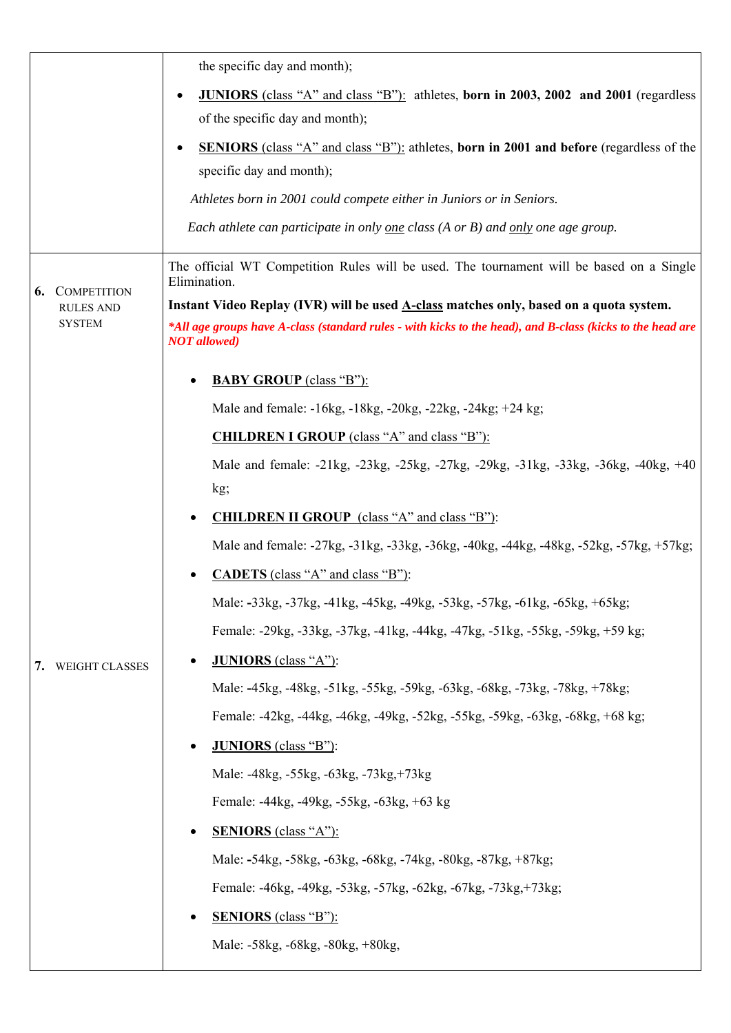| | |
|---|---|
| | the specific day and month);<br><br>• **JUNIORS** (class "A" and class "B"): athletes, **born in 2003, 2002 and 2001** (regardless of the specific day and month);<br><br>• **SENIORS** (class "A" and class "B"): athletes, **born in 2001 and before** (regardless of the specific day and month);<br><br>*Athletes born in 2001 could compete either in Juniors or in Seniors.*<br><br>*Each athlete can participate in only one class (A or B) and only one age group.* |
| **6.** COMPETITION RULES AND SYSTEM | The official WT Competition Rules will be used. The tournament will be based on a Single Elimination.<br><br>**Instant Video Replay (IVR) will be used A-class matches only, based on a quota system.**<br><br>***All age groups have A-class (standard rules - with kicks to the head), and B-class (kicks to the head are NOT allowed)*** |
| **7.** WEIGHT CLASSES | • **BABY GROUP** (class "B"):<br>Male and female: -16kg, -18kg, -20kg, -22kg, -24kg; +24 kg;<br><br>**CHILDREN I GROUP** (class "A" and class "B"):<br>Male and female: -21kg, -23kg, -25kg, -27kg, -29kg, -31kg, -33kg, -36kg, -40kg, +40 kg;<br><br>• **CHILDREN II GROUP** (class "A" and class "B"):<br>Male and female: -27kg, -31kg, -33kg, -36kg, -40kg, -44kg, -48kg, -52kg, -57kg, +57kg;<br><br>• **CADETS** (class "A" and class "B"):<br>Male: -33kg, -37kg, -41kg, -45kg, -49kg, -53kg, -57kg, -61kg, -65kg, +65kg;<br>Female: -29kg, -33kg, -37kg, -41kg, -44kg, -47kg, -51kg, -55kg, -59kg, +59 kg;<br><br>• **JUNIORS** (class "A"):<br>Male: -45kg, -48kg, -51kg, -55kg, -59kg, -63kg, -68kg, -73kg, -78kg, +78kg;<br>Female: -42kg, -44kg, -46kg, -49kg, -52kg, -55kg, -59kg, -63kg, -68kg, +68 kg;<br><br>• **JUNIORS** (class "B"):<br>Male: -48kg, -55kg, -63kg, -73kg,+73kg<br>Female: -44kg, -49kg, -55kg, -63kg, +63 kg<br><br>• **SENIORS** (class "A"):<br>Male: -54kg, -58kg, -63kg, -68kg, -74kg, -80kg, -87kg, +87kg;<br>Female: -46kg, -49kg, -53kg, -57kg, -62kg, -67kg, -73kg,+73kg;<br><br>• **SENIORS** (class "B"):<br>Male: -58kg, -68kg, -80kg, +80kg, |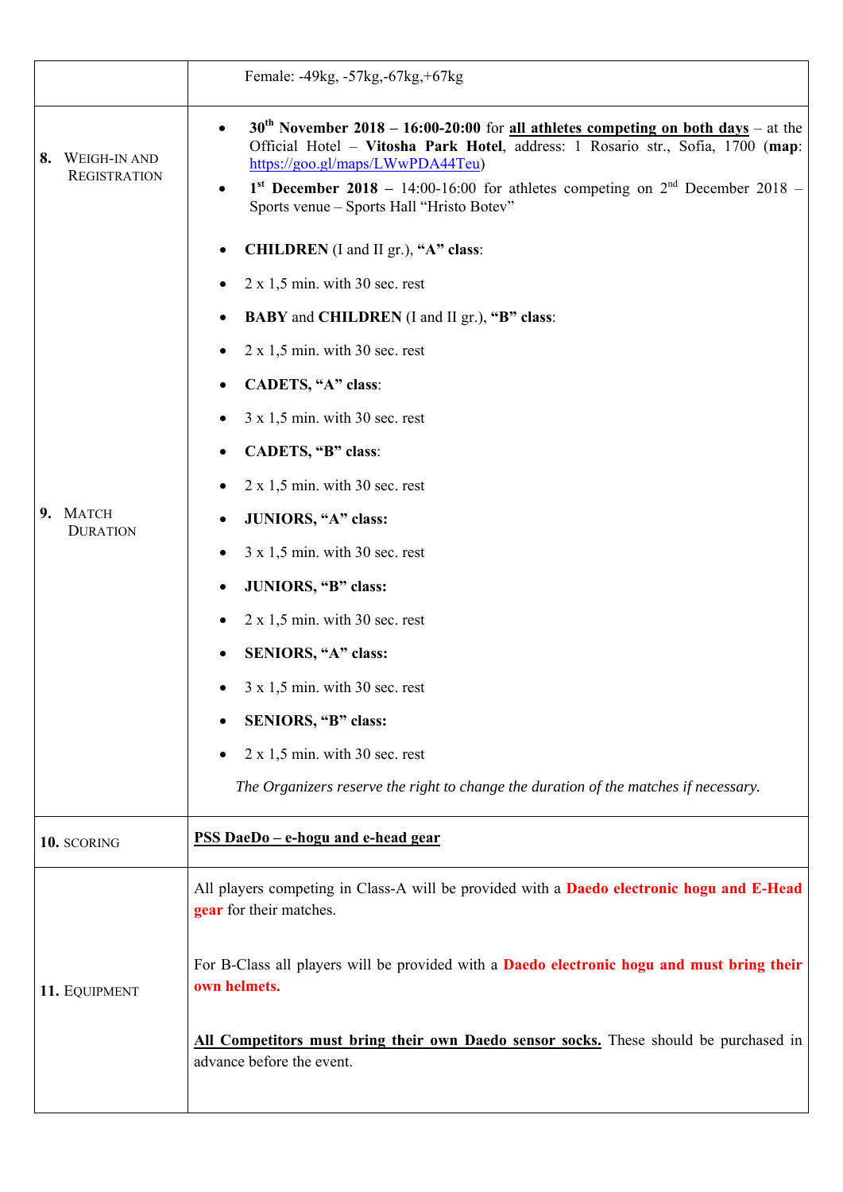| | |
|---|---|
| | Female: -49kg, -57kg,-67kg,+67kg |
| **8.** Weigh-in and Registration | • **30th November 2018 – 16:00-20:00** for **all athletes competing on both days** – at the Official Hotel – **Vitosha Park Hotel**, address: 1 Rosario str., Sofia, 1700 (**map**: https://goo.gl/maps/LWwPDA44Teu)<br>• **1st December 2018 –** 14:00-16:00 for athletes competing on 2nd December 2018 – Sports venue – Sports Hall "Hristo Botev" |
| **9.** Match Duration | • **CHILDREN** (I and II gr.), **"A" class**:<br>• 2 x 1,5 min. with 30 sec. rest<br>• **BABY** and **CHILDREN** (I and II gr.), **"B" class**:<br>• 2 x 1,5 min. with 30 sec. rest<br>• **CADETS, "A" class**:<br>• 3 x 1,5 min. with 30 sec. rest<br>• **CADETS, "B" class**:<br>• 2 x 1,5 min. with 30 sec. rest<br>• **JUNIORS, "A" class:**<br>• 3 x 1,5 min. with 30 sec. rest<br>• **JUNIORS, "B" class:**<br>• 2 x 1,5 min. with 30 sec. rest<br>• **SENIORS, "A" class:**<br>• 3 x 1,5 min. with 30 sec. rest<br>• **SENIORS, "B" class:**<br>• 2 x 1,5 min. with 30 sec. rest<br>*The Organizers reserve the right to change the duration of the matches if necessary.* |
| **10.** Scoring | **PSS DaeDo – e-hogu and e-head gear** |
| **11.** Equipment | All players competing in Class-A will be provided with a **Daedo electronic hogu and E-Head gear** for their matches.<br><br>For B-Class all players will be provided with a **Daedo electronic hogu and must bring their own helmets.**<br><br>**All Competitors must bring their own Daedo sensor socks.** These should be purchased in advance before the event. |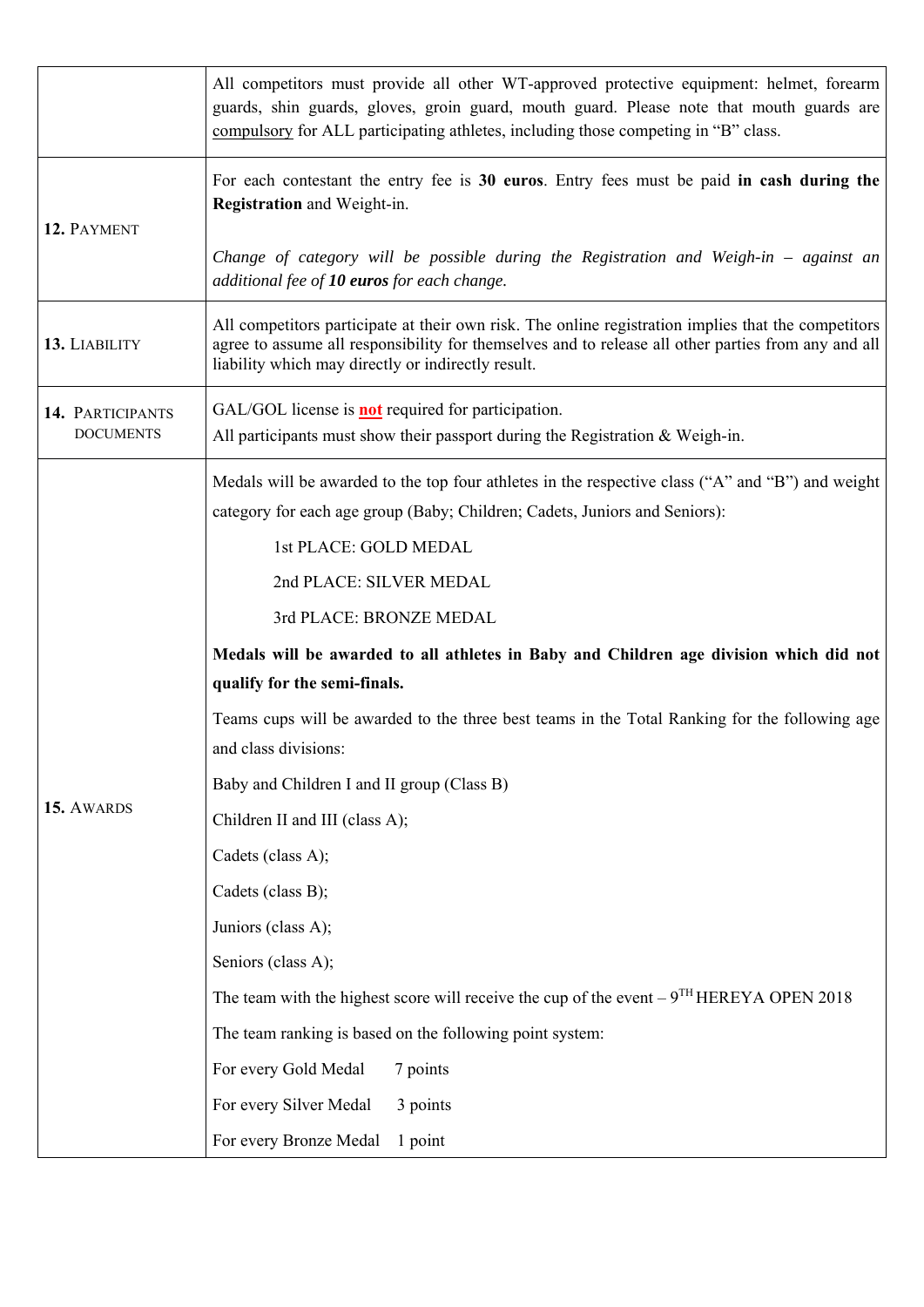| | |
|---|---|
| | All competitors must provide all other WT-approved protective equipment: helmet, forearm guards, shin guards, gloves, groin guard, mouth guard. Please note that mouth guards are <u>compulsory</u> for ALL participating athletes, including those competing in "B" class. |
| **12.** PAYMENT | For each contestant the entry fee is **30 euros**. Entry fees must be paid **in cash during the Registration** and Weight-in.<br><br>*Change of category will be possible during the Registration and Weigh-in – against an additional fee of **10 euros** for each change.* |
| **13.** LIABILITY | All competitors participate at their own risk. The online registration implies that the competitors agree to assume all responsibility for themselves and to release all other parties from any and all liability which may directly or indirectly result. |
| **14.** PARTICIPANTS DOCUMENTS | GAL/GOL license is **<u>not</u>** required for participation.<br>All participants must show their passport during the Registration & Weigh-in. |
| **15.** AWARDS | Medals will be awarded to the top four athletes in the respective class ("A" and "B") and weight category for each age group (Baby; Children; Cadets, Juniors and Seniors):<br><br>1st PLACE: GOLD MEDAL<br>2nd PLACE: SILVER MEDAL<br>3rd PLACE: BRONZE MEDAL<br><br>**Medals will be awarded to all athletes in Baby and Children age division which did not qualify for the semi-finals.**<br><br>Teams cups will be awarded to the three best teams in the Total Ranking for the following age and class divisions:<br><br>Baby and Children I and II group (Class B)<br>Children II and III (class A);<br>Cadets (class A);<br>Cadets (class B);<br>Juniors (class A);<br>Seniors (class A);<br><br>The team with the highest score will receive the cup of the event – 9TH HEREYA OPEN 2018<br><br>The team ranking is based on the following point system:<br><br>For every Gold Medal 7 points<br>For every Silver Medal 3 points<br>For every Bronze Medal 1 point |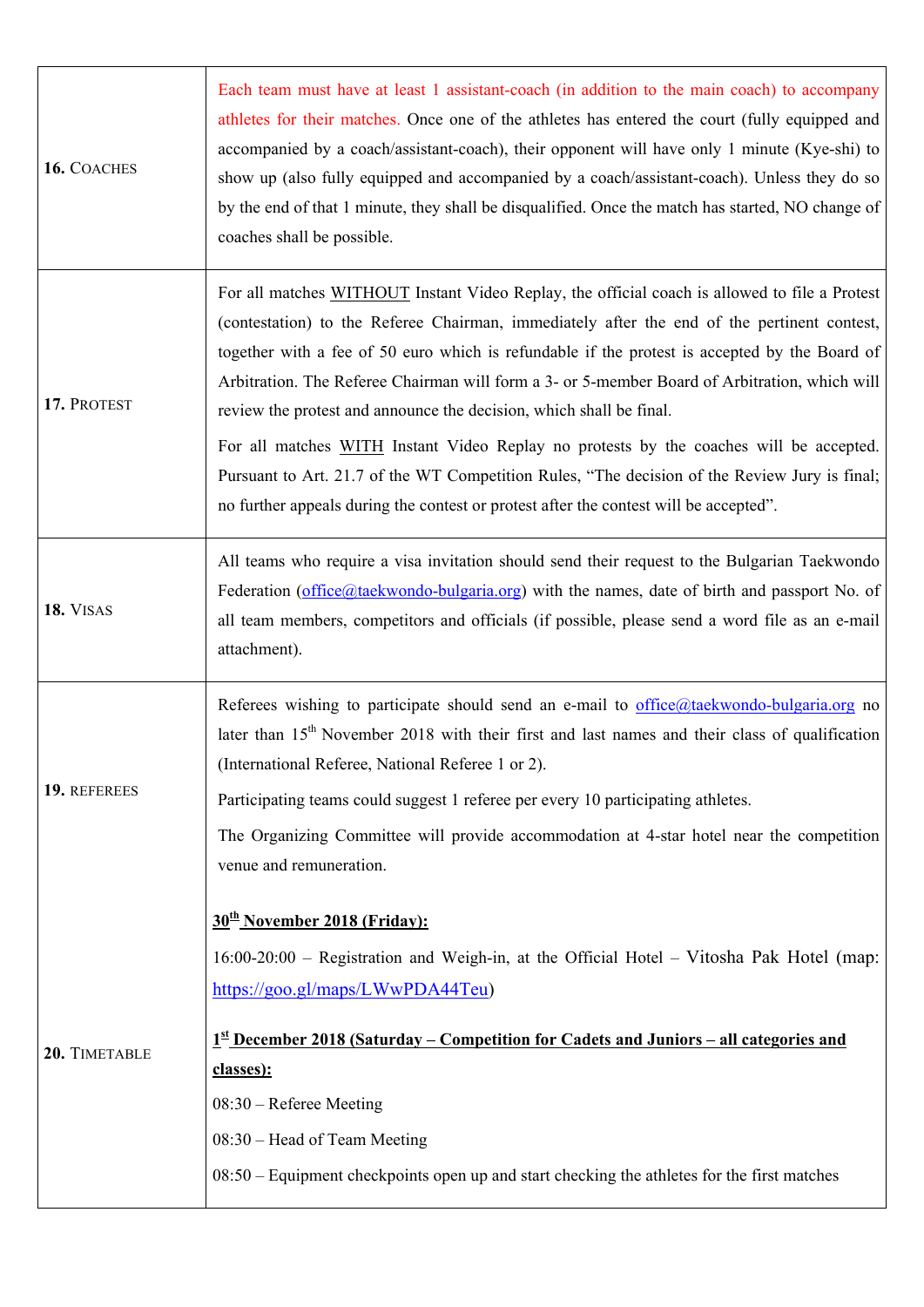| | |
|---|---|
| **16.** COACHES | Each team must have at least 1 assistant-coach (in addition to the main coach) to accompany athletes for their matches. Once one of the athletes has entered the court (fully equipped and accompanied by a coach/assistant-coach), their opponent will have only 1 minute (Kye-shi) to show up (also fully equipped and accompanied by a coach/assistant-coach). Unless they do so by the end of that 1 minute, they shall be disqualified. Once the match has started, NO change of coaches shall be possible. |
| **17.** PROTEST | For all matches WITHOUT Instant Video Replay, the official coach is allowed to file a Protest (contestation) to the Referee Chairman, immediately after the end of the pertinent contest, together with a fee of 50 euro which is refundable if the protest is accepted by the Board of Arbitration. The Referee Chairman will form a 3- or 5-member Board of Arbitration, which will review the protest and announce the decision, which shall be final.<br><br>For all matches WITH Instant Video Replay no protests by the coaches will be accepted. Pursuant to Art. 21.7 of the WT Competition Rules, "The decision of the Review Jury is final; no further appeals during the contest or protest after the contest will be accepted". |
| **18.** VISAS | All teams who require a visa invitation should send their request to the Bulgarian Taekwondo Federation (office@taekwondo-bulgaria.org) with the names, date of birth and passport No. of all team members, competitors and officials (if possible, please send a word file as an e-mail attachment). |
| **19.** REFEREES | Referees wishing to participate should send an e-mail to office@taekwondo-bulgaria.org no later than 15th November 2018 with their first and last names and their class of qualification (International Referee, National Referee 1 or 2).<br><br>Participating teams could suggest 1 referee per every 10 participating athletes.<br><br>The Organizing Committee will provide accommodation at 4-star hotel near the competition venue and remuneration. |
| **20.** TIMETABLE | **30th November 2018 (Friday):**<br><br>16:00-20:00 – Registration and Weigh-in, at the Official Hotel – Vitosha Pak Hotel (map: https://goo.gl/maps/LWwPDA44Teu)<br><br>**1st December 2018 (Saturday – Competition for Cadets and Juniors – all categories and classes):**<br><br>08:30 – Referee Meeting<br><br>08:30 – Head of Team Meeting<br><br>08:50 – Equipment checkpoints open up and start checking the athletes for the first matches |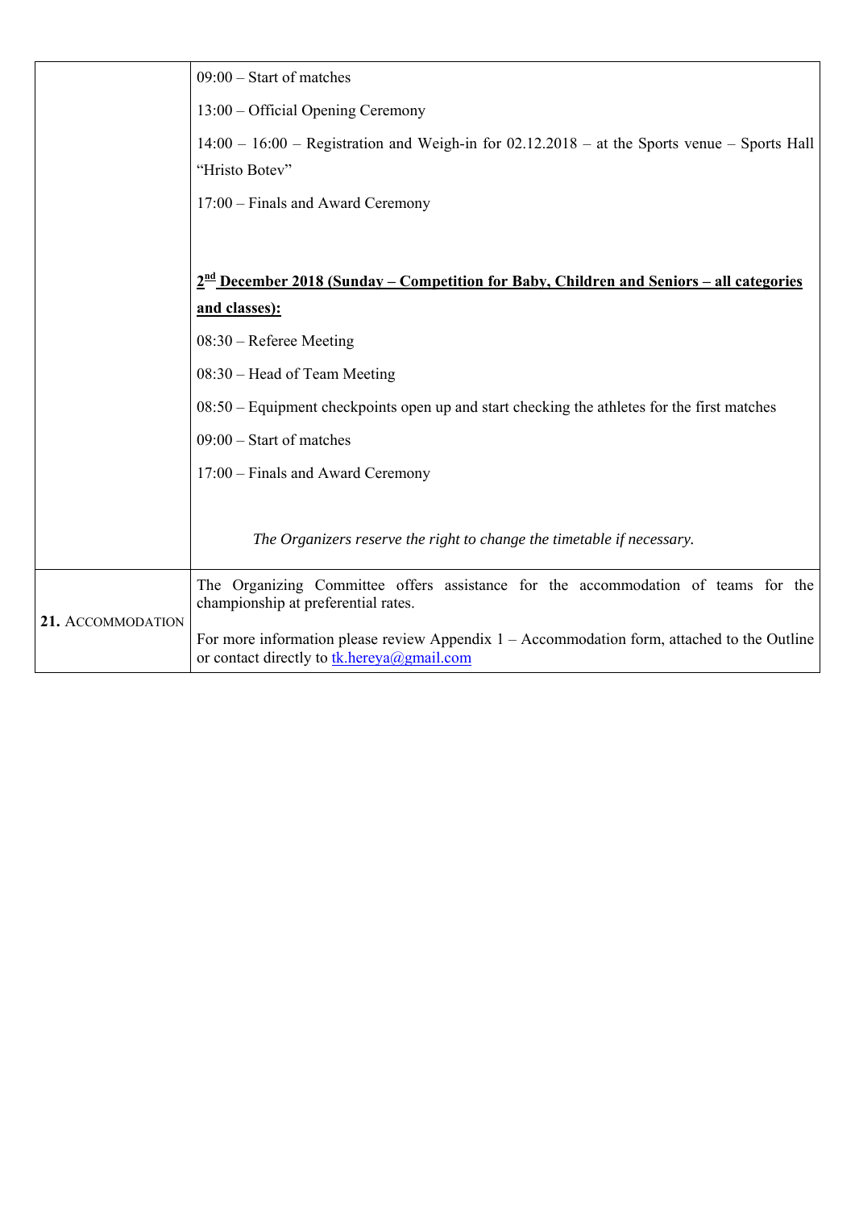| | |
|---|---|
| | 09:00 – Start of matches<br><br>13:00 – Official Opening Ceremony<br><br>14:00 – 16:00 – Registration and Weigh-in for 02.12.2018 – at the Sports venue – Sports Hall "Hristo Botev"<br><br>17:00 – Finals and Award Ceremony<br><br><br>**2nd December 2018 (Sunday – Competition for Baby, Children and Seniors – all categories and classes):**<br><br>08:30 – Referee Meeting<br><br>08:30 – Head of Team Meeting<br><br>08:50 – Equipment checkpoints open up and start checking the athletes for the first matches<br><br>09:00 – Start of matches<br><br>17:00 – Finals and Award Ceremony<br><br><br>*The Organizers reserve the right to change the timetable if necessary.* |
| **21.** ACCOMMODATION | The Organizing Committee offers assistance for the accommodation of teams for the championship at preferential rates.<br><br>For more information please review Appendix 1 – Accommodation form, attached to the Outline or contact directly to tk.hereya@gmail.com |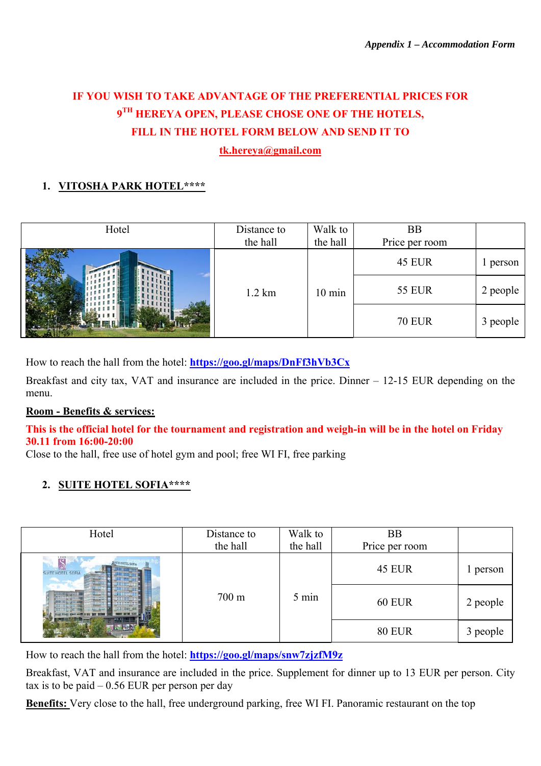*Appendix 1 – Accommodation Form*

**IF YOU WISH TO TAKE ADVANTAGE OF THE PREFERENTIAL PRICES FOR 9TH HEREYA OPEN, PLEASE CHOSE ONE OF THE HOTELS, FILL IN THE HOTEL FORM BELOW AND SEND IT TO**

**tk.hereya@gmail.com**

## 1. VITOSHA PARK HOTEL****

| Hotel | Distance to the hall | Walk to the hall | BB Price per room | |
|---|---|---|---|---|
| | 1.2 km | 10 min | 45 EUR | 1 person |
| | | | 55 EUR | 2 people |
| | | | 70 EUR | 3 people |

How to reach the hall from the hotel: **https://goo.gl/maps/DnFf3hVb3Cx**

Breakfast and city tax, VAT and insurance are included in the price. Dinner – 12-15 EUR depending on the menu.

**Room - Benefits & services:**

**This is the official hotel for the tournament and registration and weigh-in will be in the hotel on Friday 30.11 from 16:00-20:00**

Close to the hall, free use of hotel gym and pool; free WI FI, free parking

## 2. SUITE HOTEL SOFIA****

| Hotel | Distance to the hall | Walk to the hall | BB Price per room | |
|---|---|---|---|---|
| | 700 m | 5 min | 45 EUR | 1 person |
| | | | 60 EUR | 2 people |
| | | | 80 EUR | 3 people |

How to reach the hall from the hotel: **https://goo.gl/maps/snw7zjzfM9z**

Breakfast, VAT and insurance are included in the price. Supplement for dinner up to 13 EUR per person. City tax is to be paid – 0.56 EUR per person per day

**Benefits:** Very close to the hall, free underground parking, free WI FI. Panoramic restaurant on the top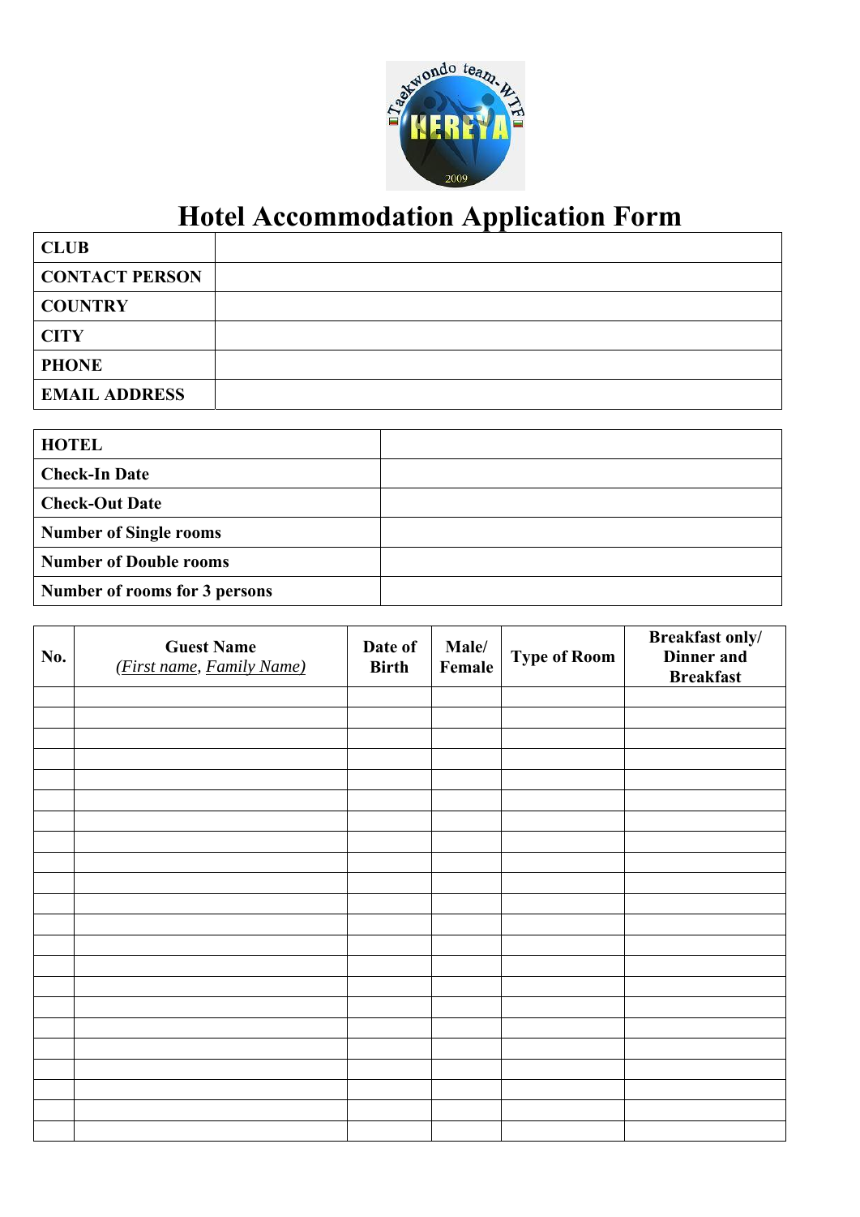# Hotel Accommodation Application Form

| **CLUB** | |
|---|---|
| **CONTACT PERSON** | |
| **COUNTRY** | |
| **CITY** | |
| **PHONE** | |
| **EMAIL ADDRESS** | |

| **HOTEL** | |
|---|---|
| **Check-In Date** | |
| **Check-Out Date** | |
| **Number of Single rooms** | |
| **Number of Double rooms** | |
| **Number of rooms for 3 persons** | |

| **No.** | **Guest Name** *(First name, Family Name)* | **Date of Birth** | **Male/ Female** | **Type of Room** | **Breakfast only/ Dinner and Breakfast** |
|---|---|---|---|---|---|
| | | | | | |
| | | | | | |
| | | | | | |
| | | | | | |
| | | | | | |
| | | | | | |
| | | | | | |
| | | | | | |
| | | | | | |
| | | | | | |
| | | | | | |
| | | | | | |
| | | | | | |
| | | | | | |
| | | | | | |
| | | | | | |
| | | | | | |
| | | | | | |
| | | | | | |
| | | | | | |
| | | | | | |
| | | | | | |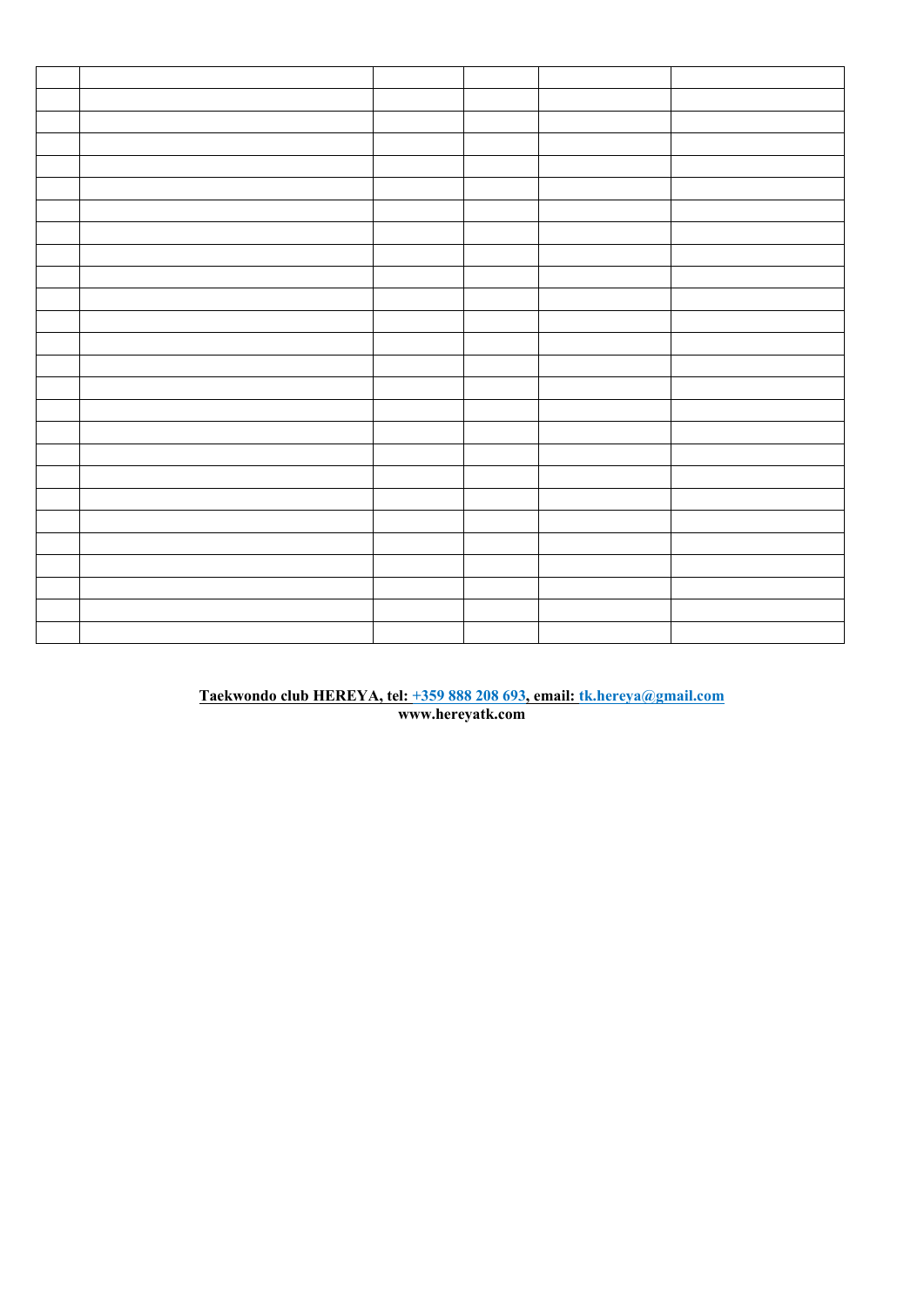| | | | | | |
|---|---|---|---|---|---|
| | | | | | |
| | | | | | |
| | | | | | |
| | | | | | |
| | | | | | |
| | | | | | |
| | | | | | |
| | | | | | |
| | | | | | |
| | | | | | |
| | | | | | |
| | | | | | |
| | | | | | |
| | | | | | |
| | | | | | |
| | | | | | |
| | | | | | |
| | | | | | |
| | | | | | |
| | | | | | |
| | | | | | |
| | | | | | |
| | | | | | |
| | | | | | |
| | | | | | |

**Taekwondo club HEREYA, tel: +359 888 208 693, email: tk.hereya@gmail.com**
**www.hereyatk.com**